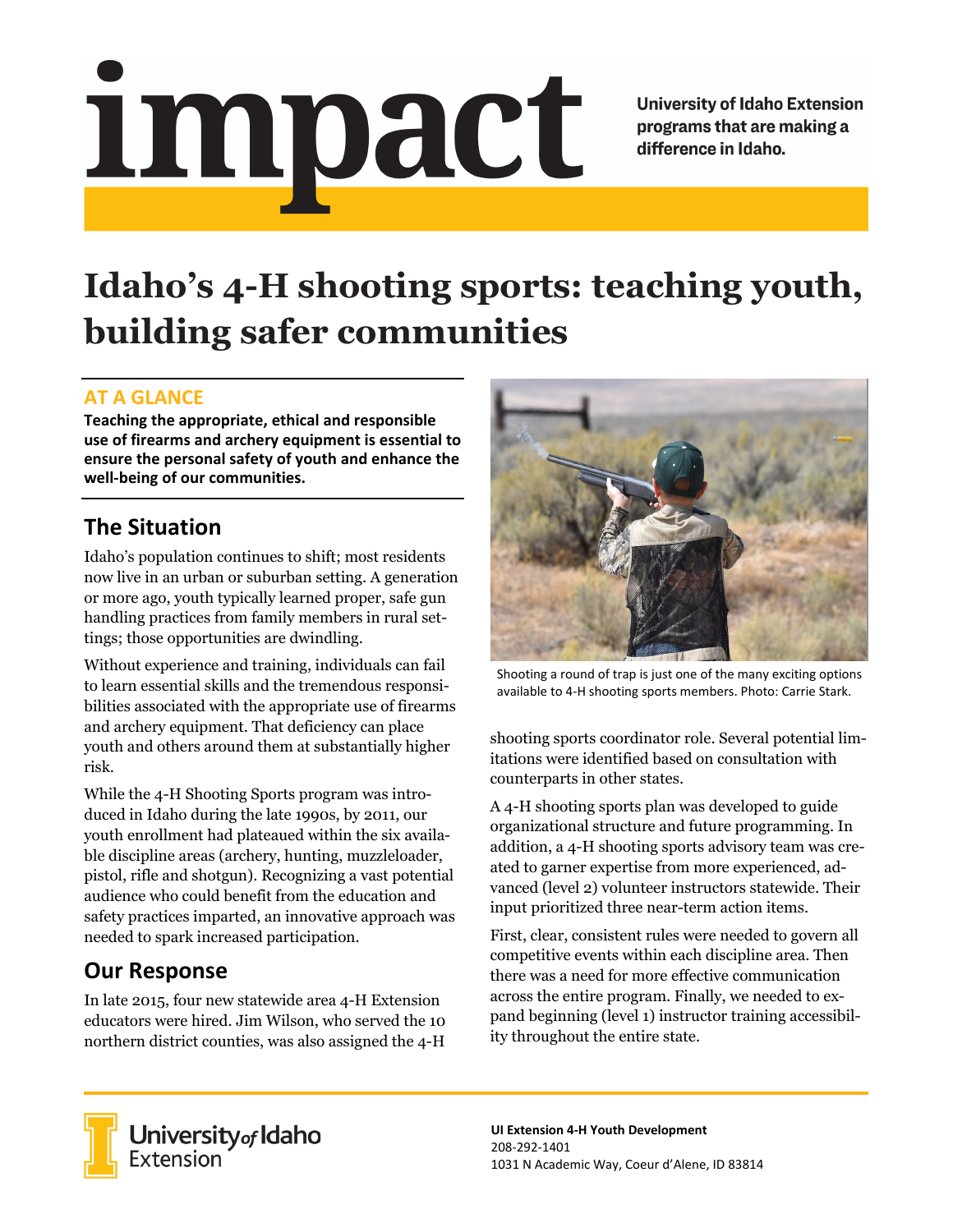# impact

University of Idaho Extension programs that are making a difference in Idaho.

# Idaho's 4-H shooting sports: teaching youth, building safer communities

## AT A GLANCE

**Teaching the appropriate, ethical and responsible use of firearms and archery equipment is essential to ensure the personal safety of youth and enhance the well-being of our communities.**

## The Situation

Idaho's population continues to shift; most residents now live in an urban or suburban setting. A generation or more ago, youth typically learned proper, safe gun handling practices from family members in rural settings; those opportunities are dwindling.

Without experience and training, individuals can fail to learn essential skills and the tremendous responsibilities associated with the appropriate use of firearms and archery equipment. That deficiency can place youth and others around them at substantially higher risk.

While the 4-H Shooting Sports program was introduced in Idaho during the late 1990s, by 2011, our youth enrollment had plateaued within the six available discipline areas (archery, hunting, muzzleloader, pistol, rifle and shotgun). Recognizing a vast potential audience who could benefit from the education and safety practices imparted, an innovative approach was needed to spark increased participation.

## Our Response

In late 2015, four new statewide area 4-H Extension educators were hired. Jim Wilson, who served the 10 northern district counties, was also assigned the 4-H shooting sports coordinator role. Several potential limitations were identified based on consultation with counterparts in other states.

Shooting a round of trap is just one of the many exciting options available to 4-H shooting sports members. Photo: Carrie Stark.

A 4-H shooting sports plan was developed to guide organizational structure and future programming. In addition, a 4-H shooting sports advisory team was created to garner expertise from more experienced, advanced (level 2) volunteer instructors statewide. Their input prioritized three near-term action items.

First, clear, consistent rules were needed to govern all competitive events within each discipline area. Then there was a need for more effective communication across the entire program. Finally, we needed to expand beginning (level 1) instructor training accessibility throughout the entire state.

University of Idaho Extension

**UI Extension 4-H Youth Development**
208-292-1401
1031 N Academic Way, Coeur d'Alene, ID 83814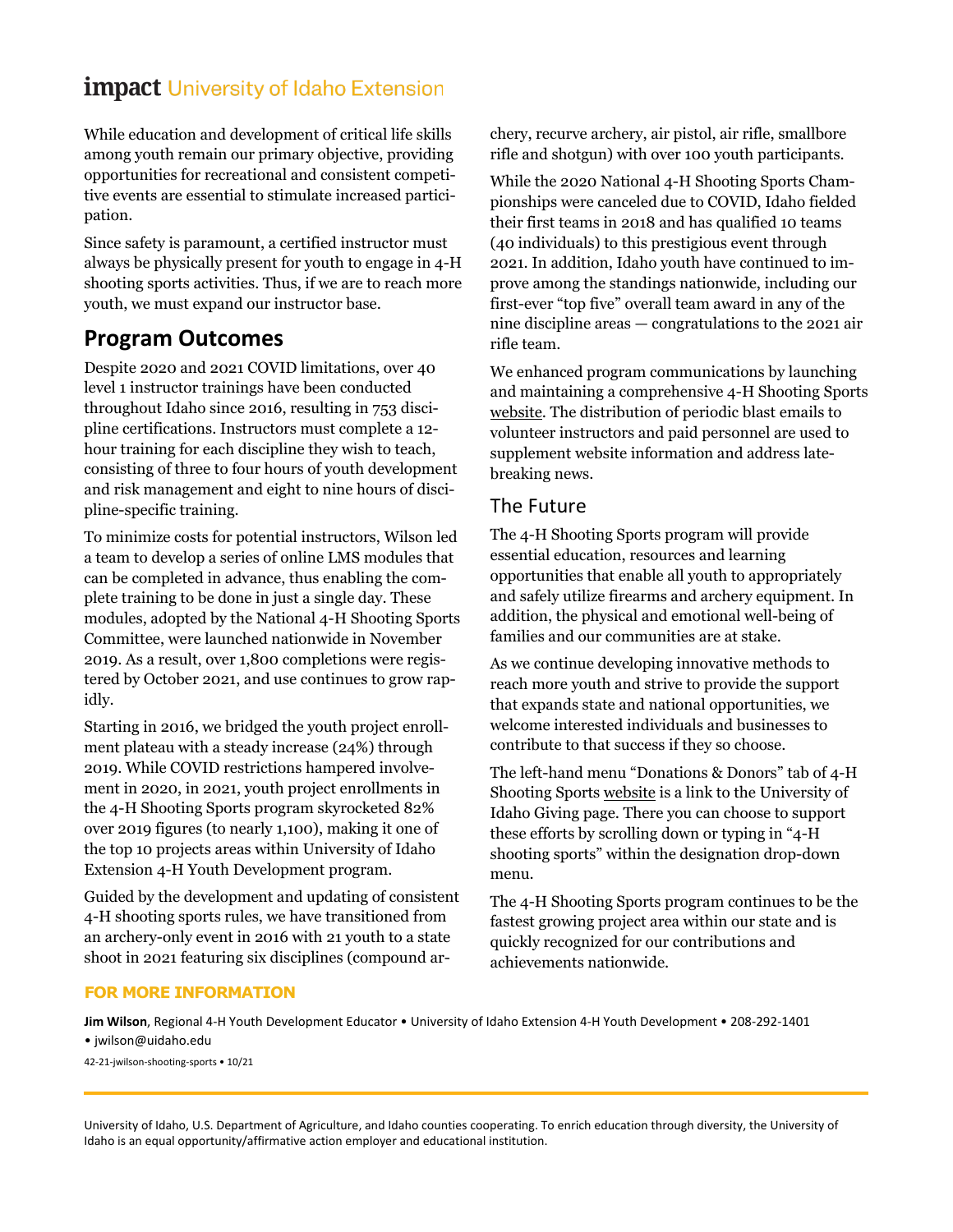While education and development of critical life skills among youth remain our primary objective, providing opportunities for recreational and consistent competitive events are essential to stimulate increased participation.

Since safety is paramount, a certified instructor must always be physically present for youth to engage in 4-H shooting sports activities. Thus, if we are to reach more youth, we must expand our instructor base.

## Program Outcomes

Despite 2020 and 2021 COVID limitations, over 40 level 1 instructor trainings have been conducted throughout Idaho since 2016, resulting in 753 discipline certifications. Instructors must complete a 12-hour training for each discipline they wish to teach, consisting of three to four hours of youth development and risk management and eight to nine hours of discipline-specific training.

To minimize costs for potential instructors, Wilson led a team to develop a series of online LMS modules that can be completed in advance, thus enabling the complete training to be done in just a single day. These modules, adopted by the National 4-H Shooting Sports Committee, were launched nationwide in November 2019. As a result, over 1,800 completions were registered by October 2021, and use continues to grow rapidly.

Starting in 2016, we bridged the youth project enrollment plateau with a steady increase (24%) through 2019. While COVID restrictions hampered involvement in 2020, in 2021, youth project enrollments in the 4-H Shooting Sports program skyrocketed 82% over 2019 figures (to nearly 1,100), making it one of the top 10 projects areas within University of Idaho Extension 4-H Youth Development program.

Guided by the development and updating of consistent 4-H shooting sports rules, we have transitioned from an archery-only event in 2016 with 21 youth to a state shoot in 2021 featuring six disciplines (compound archery, recurve archery, air pistol, air rifle, smallbore rifle and shotgun) with over 100 youth participants.

While the 2020 National 4-H Shooting Sports Championships were canceled due to COVID, Idaho fielded their first teams in 2018 and has qualified 10 teams (40 individuals) to this prestigious event through 2021. In addition, Idaho youth have continued to improve among the standings nationwide, including our first-ever "top five" overall team award in any of the nine discipline areas — congratulations to the 2021 air rifle team.

We enhanced program communications by launching and maintaining a comprehensive 4-H Shooting Sports website. The distribution of periodic blast emails to volunteer instructors and paid personnel are used to supplement website information and address late-breaking news.

### The Future

The 4-H Shooting Sports program will provide essential education, resources and learning opportunities that enable all youth to appropriately and safely utilize firearms and archery equipment. In addition, the physical and emotional well-being of families and our communities are at stake.

As we continue developing innovative methods to reach more youth and strive to provide the support that expands state and national opportunities, we welcome interested individuals and businesses to contribute to that success if they so choose.

The left-hand menu "Donations & Donors" tab of 4-H Shooting Sports website is a link to the University of Idaho Giving page. There you can choose to support these efforts by scrolling down or typing in "4-H shooting sports" within the designation drop-down menu.

The 4-H Shooting Sports program continues to be the fastest growing project area within our state and is quickly recognized for our contributions and achievements nationwide.

**FOR MORE INFORMATION**

**Jim Wilson**, Regional 4-H Youth Development Educator • University of Idaho Extension 4-H Youth Development • 208-292-1401 • jwilson@uidaho.edu

42-21-jwilson-shooting-sports • 10/21

University of Idaho, U.S. Department of Agriculture, and Idaho counties cooperating. To enrich education through diversity, the University of Idaho is an equal opportunity/affirmative action employer and educational institution.